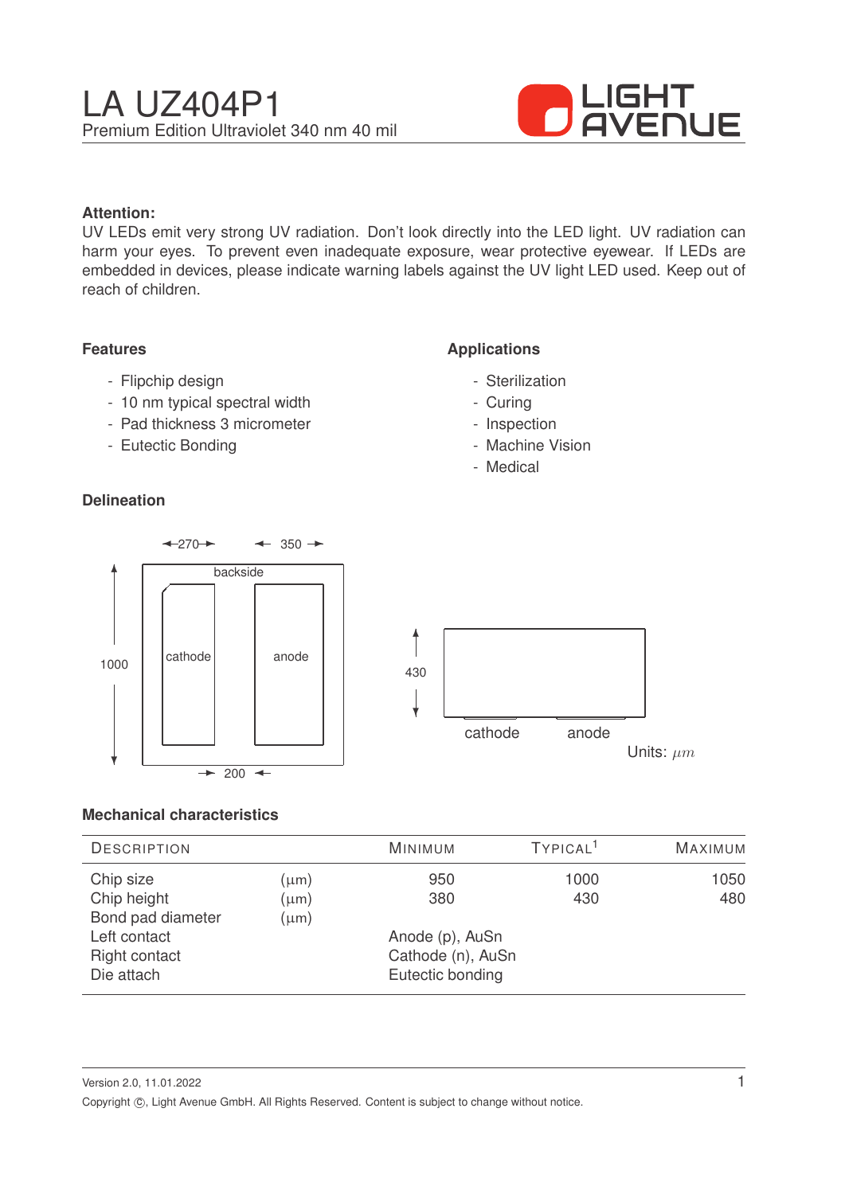# LA UZ404P1

Premium Edition Ultraviolet 340 nm 40 mil

LIGHT AVENUE

**Attention:**
UV LEDs emit very strong UV radiation. Don't look directly into the LED light. UV radiation can harm your eyes. To prevent even inadequate exposure, wear protective eyewear. If LEDs are embedded in devices, please indicate warning labels against the UV light LED used. Keep out of reach of children.

## Features

- Flipchip design
- 10 nm typical spectral width
- Pad thickness 3 micrometer
- Eutectic Bonding

## Applications

- Sterilization
- Curing
- Inspection
- Machine Vision
- Medical

## Delineation

270 350
backside
1000 cathode anode
200

430
cathode anode

Units: $\mu m$

## Mechanical characteristics

| Description | | Minimum | Typical[1] | Maximum |
|---|---|---|---|---|
| Chip size | ($\mu$m) | 950 | 1000 | 1050 |
| Chip height | ($\mu$m) | 380 | 430 | 480 |
| Bond pad diameter | ($\mu$m) | | | |
| Left contact | | Anode (p), AuSn | | |
| Right contact | | Cathode (n), AuSn | | |
| Die attach | | Eutectic bonding | | |

Version 2.0, 11.01.2022

Copyright ©, Light Avenue GmbH. All Rights Reserved. Content is subject to change without notice.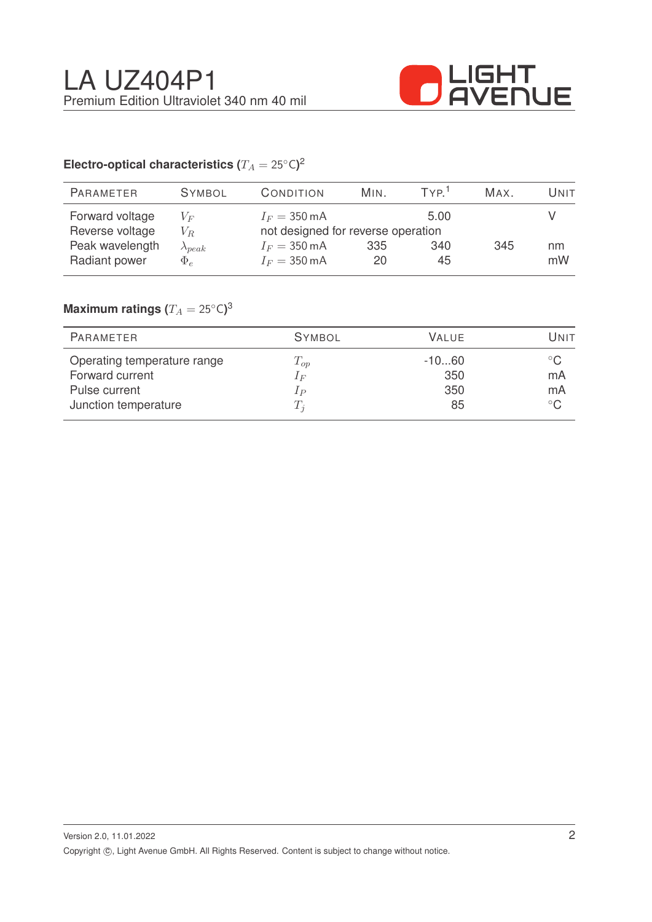# LA UZ404P1

Premium Edition Ultraviolet 340 nm 40 mil

### Electro-optical characteristics ($T_A = 25°C$)[2]

| Parameter | Symbol | Condition | Min. | Typ.[1] | Max. | Unit |
|---|---|---|---|---|---|---|
| Forward voltage | $V_F$ | $I_F = 350\,mA$ | | 5.00 | | V |
| Reverse voltage | $V_R$ | not designed for reverse operation | | | | |
| Peak wavelength | $\lambda_{peak}$ | $I_F = 350\,mA$ | 335 | 340 | 345 | nm |
| Radiant power | $\Phi_e$ | $I_F = 350\,mA$ | 20 | 45 | | mW |

### Maximum ratings ($T_A = 25°C$)[3]

| Parameter | Symbol | Value | Unit |
|---|---|---|---|
| Operating temperature range | $T_{op}$ | -10...60 | °C |
| Forward current | $I_F$ | 350 | mA |
| Pulse current | $I_P$ | 350 | mA |
| Junction temperature | $T_j$ | 85 | °C |

Version 2.0, 11.01.2022

Copyright ©, Light Avenue GmbH. All Rights Reserved. Content is subject to change without notice.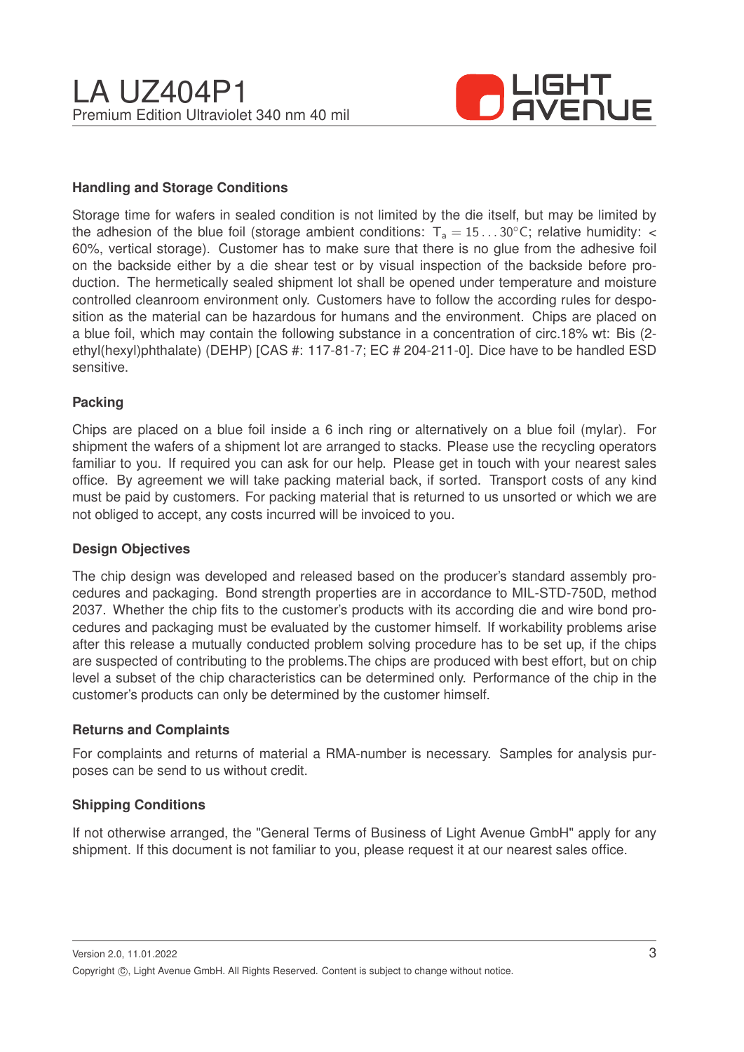### Handling and Storage Conditions

Storage time for wafers in sealed condition is not limited by the die itself, but may be limited by the adhesion of the blue foil (storage ambient conditions: $T_a = 15 \ldots 30°C$; relative humidity: < 60%, vertical storage). Customer has to make sure that there is no glue from the adhesive foil on the backside either by a die shear test or by visual inspection of the backside before production. The hermetically sealed shipment lot shall be opened under temperature and moisture controlled cleanroom environment only. Customers have to follow the according rules for desposition as the material can be hazardous for humans and the environment. Chips are placed on a blue foil, which may contain the following substance in a concentration of circ.18% wt: Bis (2-ethyl(hexyl)phthalate) (DEHP) [CAS #: 117-81-7; EC # 204-211-0]. Dice have to be handled ESD sensitive.

### Packing

Chips are placed on a blue foil inside a 6 inch ring or alternatively on a blue foil (mylar). For shipment the wafers of a shipment lot are arranged to stacks. Please use the recycling operators familiar to you. If required you can ask for our help. Please get in touch with your nearest sales office. By agreement we will take packing material back, if sorted. Transport costs of any kind must be paid by customers. For packing material that is returned to us unsorted or which we are not obliged to accept, any costs incurred will be invoiced to you.

### Design Objectives

The chip design was developed and released based on the producer's standard assembly procedures and packaging. Bond strength properties are in accordance to MIL-STD-750D, method 2037. Whether the chip fits to the customer's products with its according die and wire bond procedures and packaging must be evaluated by the customer himself. If workability problems arise after this release a mutually conducted problem solving procedure has to be set up, if the chips are suspected of contributing to the problems.The chips are produced with best effort, but on chip level a subset of the chip characteristics can be determined only. Performance of the chip in the customer's products can only be determined by the customer himself.

### Returns and Complaints

For complaints and returns of material a RMA-number is necessary. Samples for analysis purposes can be send to us without credit.

### Shipping Conditions

If not otherwise arranged, the "General Terms of Business of Light Avenue GmbH" apply for any shipment. If this document is not familiar to you, please request it at our nearest sales office.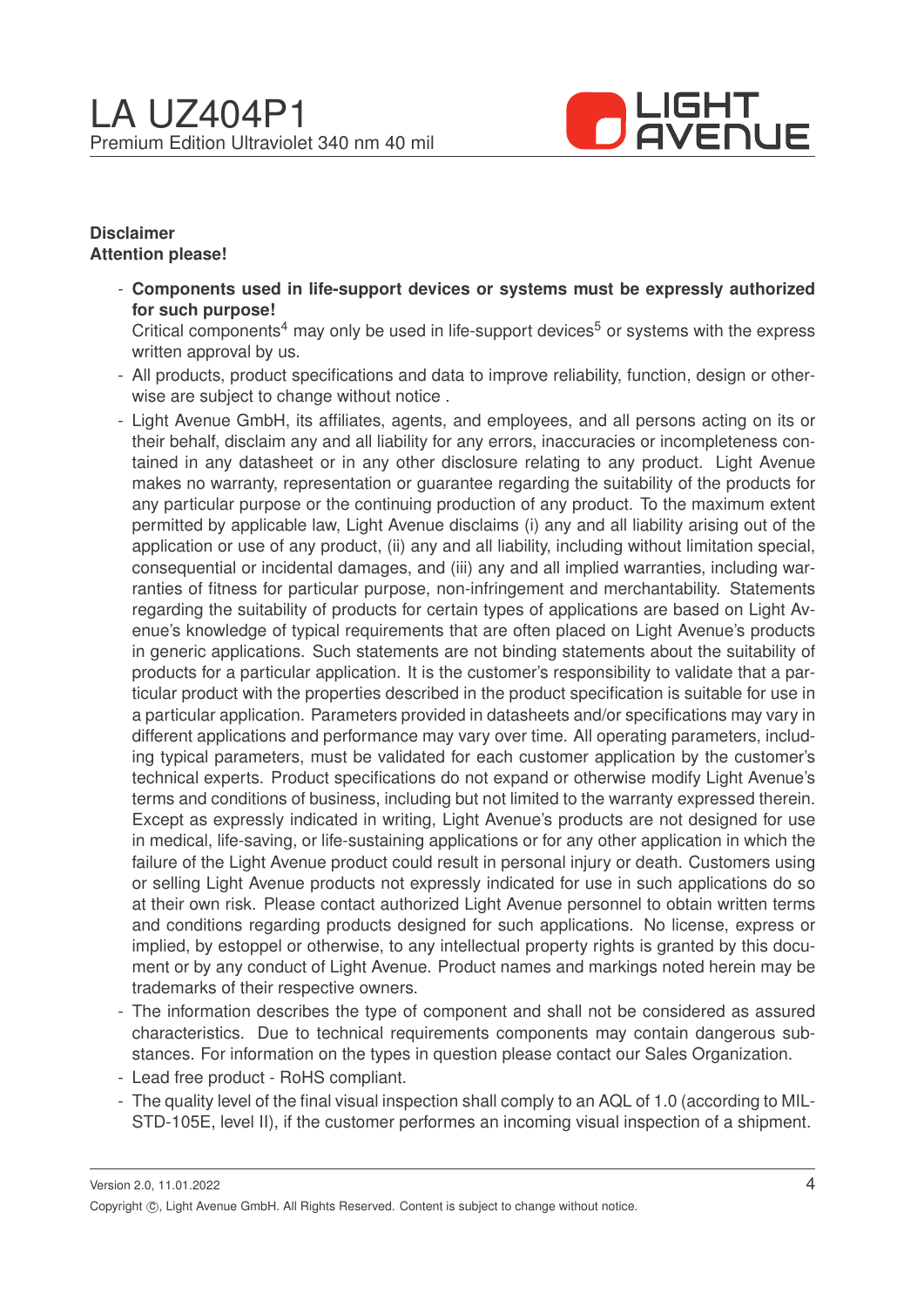**Disclaimer**
**Attention please!**

- **Components used in life-support devices or systems must be expressly authorized for such purpose!**
  Critical components[4] may only be used in life-support devices[5] or systems with the express written approval by us.
- All products, product specifications and data to improve reliability, function, design or otherwise are subject to change without notice .
- Light Avenue GmbH, its affiliates, agents, and employees, and all persons acting on its or their behalf, disclaim any and all liability for any errors, inaccuracies or incompleteness contained in any datasheet or in any other disclosure relating to any product. Light Avenue makes no warranty, representation or guarantee regarding the suitability of the products for any particular purpose or the continuing production of any product. To the maximum extent permitted by applicable law, Light Avenue disclaims (i) any and all liability arising out of the application or use of any product, (ii) any and all liability, including without limitation special, consequential or incidental damages, and (iii) any and all implied warranties, including warranties of fitness for particular purpose, non-infringement and merchantability. Statements regarding the suitability of products for certain types of applications are based on Light Avenue's knowledge of typical requirements that are often placed on Light Avenue's products in generic applications. Such statements are not binding statements about the suitability of products for a particular application. It is the customer's responsibility to validate that a particular product with the properties described in the product specification is suitable for use in a particular application. Parameters provided in datasheets and/or specifications may vary in different applications and performance may vary over time. All operating parameters, including typical parameters, must be validated for each customer application by the customer's technical experts. Product specifications do not expand or otherwise modify Light Avenue's terms and conditions of business, including but not limited to the warranty expressed therein. Except as expressly indicated in writing, Light Avenue's products are not designed for use in medical, life-saving, or life-sustaining applications or for any other application in which the failure of the Light Avenue product could result in personal injury or death. Customers using or selling Light Avenue products not expressly indicated for use in such applications do so at their own risk. Please contact authorized Light Avenue personnel to obtain written terms and conditions regarding products designed for such applications. No license, express or implied, by estoppel or otherwise, to any intellectual property rights is granted by this document or by any conduct of Light Avenue. Product names and markings noted herein may be trademarks of their respective owners.
- The information describes the type of component and shall not be considered as assured characteristics. Due to technical requirements components may contain dangerous substances. For information on the types in question please contact our Sales Organization.
- Lead free product - RoHS compliant.
- The quality level of the final visual inspection shall comply to an AQL of 1.0 (according to MIL-STD-105E, level II), if the customer performes an incoming visual inspection of a shipment.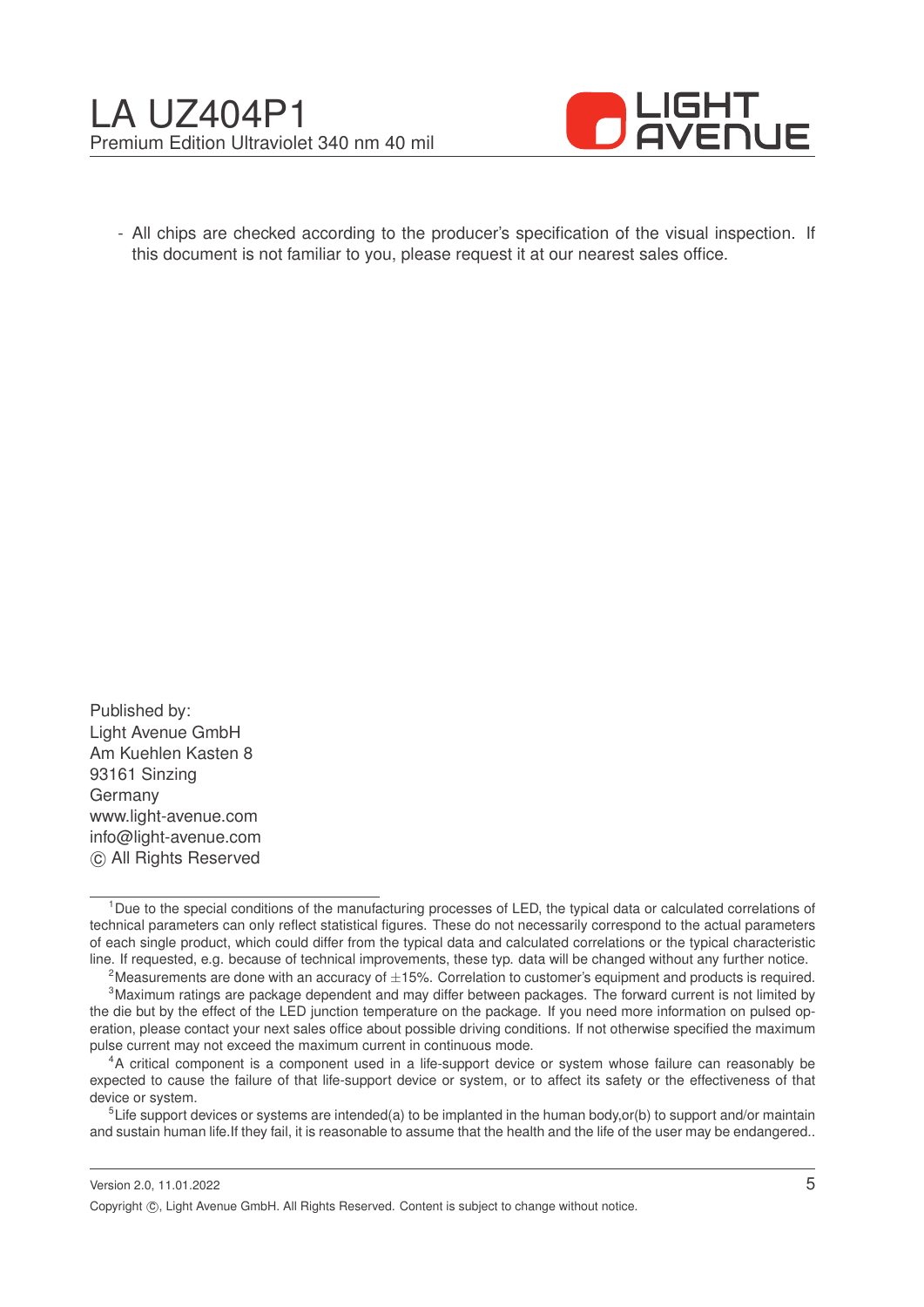- All chips are checked according to the producer's specification of the visual inspection. If this document is not familiar to you, please request it at our nearest sales office.

Published by:
Light Avenue GmbH
Am Kuehlen Kasten 8
93161 Sinzing
Germany
www.light-avenue.com
info@light-avenue.com
© All Rights Reserved

[1] Due to the special conditions of the manufacturing processes of LED, the typical data or calculated correlations of technical parameters can only reflect statistical figures. These do not necessarily correspond to the actual parameters of each single product, which could differ from the typical data and calculated correlations or the typical characteristic line. If requested, e.g. because of technical improvements, these typ. data will be changed without any further notice.

[2] Measurements are done with an accuracy of $\pm$15%. Correlation to customer's equipment and products is required.

[3] Maximum ratings are package dependent and may differ between packages. The forward current is not limited by the die but by the effect of the LED junction temperature on the package. If you need more information on pulsed operation, please contact your next sales office about possible driving conditions. If not otherwise specified the maximum pulse current may not exceed the maximum current in continuous mode.

[4] A critical component is a component used in a life-support device or system whose failure can reasonably be expected to cause the failure of that life-support device or system, or to affect its safety or the effectiveness of that device or system.

[5] Life support devices or systems are intended(a) to be implanted in the human body,or(b) to support and/or maintain and sustain human life.If they fail, it is reasonable to assume that the health and the life of the user may be endangered..

Version 2.0, 11.01.2022

Copyright ©, Light Avenue GmbH. All Rights Reserved. Content is subject to change without notice.